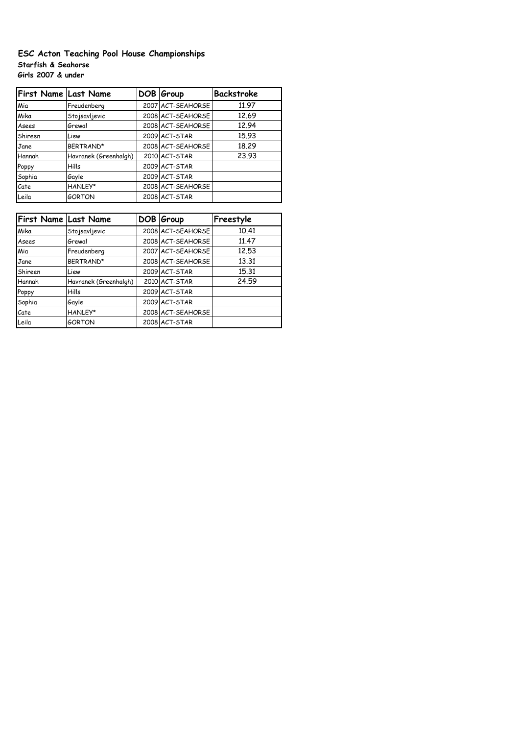**ESC Acton Teaching Pool House Championships**

**Starfish & Seahorse**

**Girls 2007 & under**

| First Name | Last Name | DOB | Group | Backstroke |
|---|---|---|---|---|
| Mia | Freudenberg | 2007 | ACT-SEAHORSE | 11.97 |
| Mika | Stojsavljevic | 2008 | ACT-SEAHORSE | 12.69 |
| Asees | Grewal | 2008 | ACT-SEAHORSE | 12.94 |
| Shireen | Liew | 2009 | ACT-STAR | 15.93 |
| Jane | BERTRAND* | 2008 | ACT-SEAHORSE | 18.29 |
| Hannah | Havranek (Greenhalgh) | 2010 | ACT-STAR | 23.93 |
| Poppy | Hills | 2009 | ACT-STAR | |
| Sophia | Gayle | 2009 | ACT-STAR | |
| Cate | HANLEY* | 2008 | ACT-SEAHORSE | |
| Leila | GORTON | 2008 | ACT-STAR | |

| First Name | Last Name | DOB | Group | Freestyle |
|---|---|---|---|---|
| Mika | Stojsavljevic | 2008 | ACT-SEAHORSE | 10.41 |
| Asees | Grewal | 2008 | ACT-SEAHORSE | 11.47 |
| Mia | Freudenberg | 2007 | ACT-SEAHORSE | 12.53 |
| Jane | BERTRAND* | 2008 | ACT-SEAHORSE | 13.31 |
| Shireen | Liew | 2009 | ACT-STAR | 15.31 |
| Hannah | Havranek (Greenhalgh) | 2010 | ACT-STAR | 24.59 |
| Poppy | Hills | 2009 | ACT-STAR | |
| Sophia | Gayle | 2009 | ACT-STAR | |
| Cate | HANLEY* | 2008 | ACT-SEAHORSE | |
| Leila | GORTON | 2008 | ACT-STAR | |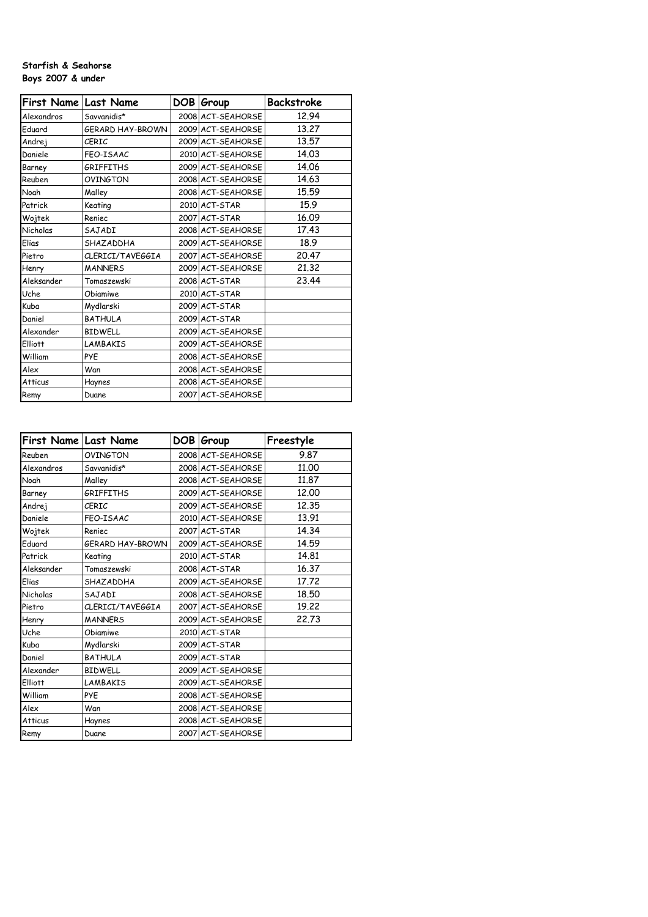**Starfish & Seahorse**
**Boys 2007 & under**

| First Name | Last Name | DOB | Group | Backstroke |
|---|---|---|---|---|
| Alexandros | Savvanidis* | 2008 | ACT-SEAHORSE | 12.94 |
| Eduard | GERARD HAY-BROWN | 2009 | ACT-SEAHORSE | 13.27 |
| Andrej | CERIC | 2009 | ACT-SEAHORSE | 13.57 |
| Daniele | FEO-ISAAC | 2010 | ACT-SEAHORSE | 14.03 |
| Barney | GRIFFITHS | 2009 | ACT-SEAHORSE | 14.06 |
| Reuben | OVINGTON | 2008 | ACT-SEAHORSE | 14.63 |
| Noah | Malley | 2008 | ACT-SEAHORSE | 15.59 |
| Patrick | Keating | 2010 | ACT-STAR | 15.9 |
| Wojtek | Reniec | 2007 | ACT-STAR | 16.09 |
| Nicholas | SAJADI | 2008 | ACT-SEAHORSE | 17.43 |
| Elias | SHAZADDHA | 2009 | ACT-SEAHORSE | 18.9 |
| Pietro | CLERICI/TAVEGGIA | 2007 | ACT-SEAHORSE | 20.47 |
| Henry | MANNERS | 2009 | ACT-SEAHORSE | 21.32 |
| Aleksander | Tomaszewski | 2008 | ACT-STAR | 23.44 |
| Uche | Obiamiwe | 2010 | ACT-STAR | |
| Kuba | Mydlarski | 2009 | ACT-STAR | |
| Daniel | BATHULA | 2009 | ACT-STAR | |
| Alexander | BIDWELL | 2009 | ACT-SEAHORSE | |
| Elliott | LAMBAKIS | 2009 | ACT-SEAHORSE | |
| William | PYE | 2008 | ACT-SEAHORSE | |
| Alex | Wan | 2008 | ACT-SEAHORSE | |
| Atticus | Haynes | 2008 | ACT-SEAHORSE | |
| Remy | Duane | 2007 | ACT-SEAHORSE | |

| First Name | Last Name | DOB | Group | Freestyle |
|---|---|---|---|---|
| Reuben | OVINGTON | 2008 | ACT-SEAHORSE | 9.87 |
| Alexandros | Savvanidis* | 2008 | ACT-SEAHORSE | 11.00 |
| Noah | Malley | 2008 | ACT-SEAHORSE | 11.87 |
| Barney | GRIFFITHS | 2009 | ACT-SEAHORSE | 12.00 |
| Andrej | CERIC | 2009 | ACT-SEAHORSE | 12.35 |
| Daniele | FEO-ISAAC | 2010 | ACT-SEAHORSE | 13.91 |
| Wojtek | Reniec | 2007 | ACT-STAR | 14.34 |
| Eduard | GERARD HAY-BROWN | 2009 | ACT-SEAHORSE | 14.59 |
| Patrick | Keating | 2010 | ACT-STAR | 14.81 |
| Aleksander | Tomaszewski | 2008 | ACT-STAR | 16.37 |
| Elias | SHAZADDHA | 2009 | ACT-SEAHORSE | 17.72 |
| Nicholas | SAJADI | 2008 | ACT-SEAHORSE | 18.50 |
| Pietro | CLERICI/TAVEGGIA | 2007 | ACT-SEAHORSE | 19.22 |
| Henry | MANNERS | 2009 | ACT-SEAHORSE | 22.73 |
| Uche | Obiamiwe | 2010 | ACT-STAR | |
| Kuba | Mydlarski | 2009 | ACT-STAR | |
| Daniel | BATHULA | 2009 | ACT-STAR | |
| Alexander | BIDWELL | 2009 | ACT-SEAHORSE | |
| Elliott | LAMBAKIS | 2009 | ACT-SEAHORSE | |
| William | PYE | 2008 | ACT-SEAHORSE | |
| Alex | Wan | 2008 | ACT-SEAHORSE | |
| Atticus | Haynes | 2008 | ACT-SEAHORSE | |
| Remy | Duane | 2007 | ACT-SEAHORSE | |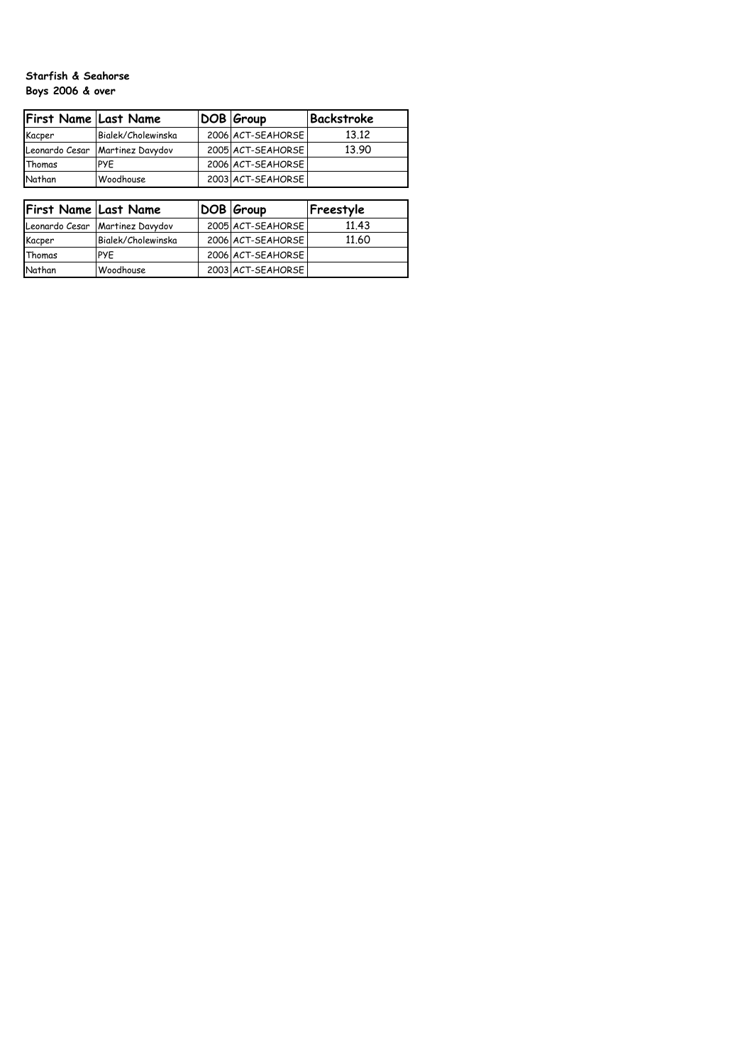**Starfish & Seahorse**
**Boys 2006 & over**

| First Name | Last Name | DOB | Group | Backstroke |
|---|---|---|---|---|
| Kacper | Bialek/Cholewinska | 2006 | ACT-SEAHORSE | 13.12 |
| Leonardo Cesar | Martinez Davydov | 2005 | ACT-SEAHORSE | 13.90 |
| Thomas | PYE | 2006 | ACT-SEAHORSE | |
| Nathan | Woodhouse | 2003 | ACT-SEAHORSE | |

| First Name | Last Name | DOB | Group | Freestyle |
|---|---|---|---|---|
| Leonardo Cesar | Martinez Davydov | 2005 | ACT-SEAHORSE | 11.43 |
| Kacper | Bialek/Cholewinska | 2006 | ACT-SEAHORSE | 11.60 |
| Thomas | PYE | 2006 | ACT-SEAHORSE | |
| Nathan | Woodhouse | 2003 | ACT-SEAHORSE | |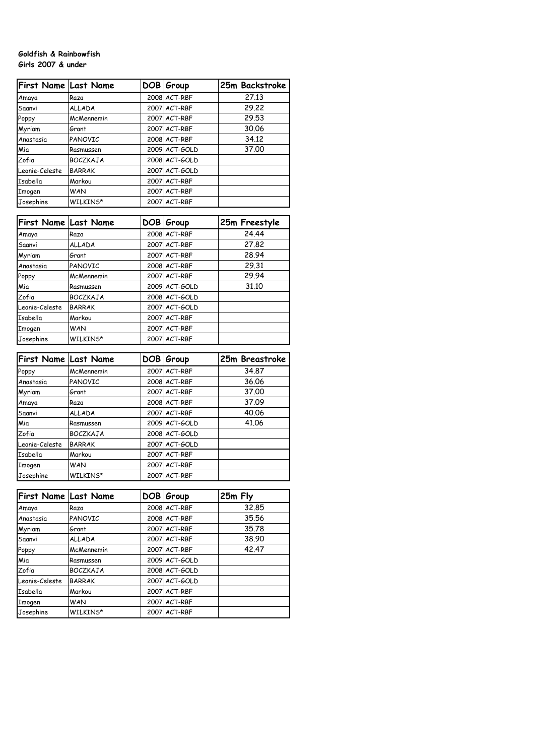**Goldfish & Rainbowfish**
**Girls 2007 & under**

| First Name | Last Name | DOB | Group | 25m Backstroke |
|---|---|---|---|---|
| Amaya | Raza | 2008 | ACT-RBF | 27.13 |
| Saanvi | ALLADA | 2007 | ACT-RBF | 29.22 |
| Poppy | McMennemin | 2007 | ACT-RBF | 29.53 |
| Myriam | Grant | 2007 | ACT-RBF | 30.06 |
| Anastasia | PANOVIC | 2008 | ACT-RBF | 34.12 |
| Mia | Rasmussen | 2009 | ACT-GOLD | 37.00 |
| Zofia | BOCZKAJA | 2008 | ACT-GOLD | |
| Leonie-Celeste | BARRAK | 2007 | ACT-GOLD | |
| Isabella | Markou | 2007 | ACT-RBF | |
| Imogen | WAN | 2007 | ACT-RBF | |
| Josephine | WILKINS* | 2007 | ACT-RBF | |

| First Name | Last Name | DOB | Group | 25m Freestyle |
|---|---|---|---|---|
| Amaya | Raza | 2008 | ACT-RBF | 24.44 |
| Saanvi | ALLADA | 2007 | ACT-RBF | 27.82 |
| Myriam | Grant | 2007 | ACT-RBF | 28.94 |
| Anastasia | PANOVIC | 2008 | ACT-RBF | 29.31 |
| Poppy | McMennemin | 2007 | ACT-RBF | 29.94 |
| Mia | Rasmussen | 2009 | ACT-GOLD | 31.10 |
| Zofia | BOCZKAJA | 2008 | ACT-GOLD | |
| Leonie-Celeste | BARRAK | 2007 | ACT-GOLD | |
| Isabella | Markou | 2007 | ACT-RBF | |
| Imogen | WAN | 2007 | ACT-RBF | |
| Josephine | WILKINS* | 2007 | ACT-RBF | |

| First Name | Last Name | DOB | Group | 25m Breastroke |
|---|---|---|---|---|
| Poppy | McMennemin | 2007 | ACT-RBF | 34.87 |
| Anastasia | PANOVIC | 2008 | ACT-RBF | 36.06 |
| Myriam | Grant | 2007 | ACT-RBF | 37.00 |
| Amaya | Raza | 2008 | ACT-RBF | 37.09 |
| Saanvi | ALLADA | 2007 | ACT-RBF | 40.06 |
| Mia | Rasmussen | 2009 | ACT-GOLD | 41.06 |
| Zofia | BOCZKAJA | 2008 | ACT-GOLD | |
| Leonie-Celeste | BARRAK | 2007 | ACT-GOLD | |
| Isabella | Markou | 2007 | ACT-RBF | |
| Imogen | WAN | 2007 | ACT-RBF | |
| Josephine | WILKINS* | 2007 | ACT-RBF | |

| First Name | Last Name | DOB | Group | 25m Fly |
|---|---|---|---|---|
| Amaya | Raza | 2008 | ACT-RBF | 32.85 |
| Anastasia | PANOVIC | 2008 | ACT-RBF | 35.56 |
| Myriam | Grant | 2007 | ACT-RBF | 35.78 |
| Saanvi | ALLADA | 2007 | ACT-RBF | 38.90 |
| Poppy | McMennemin | 2007 | ACT-RBF | 42.47 |
| Mia | Rasmussen | 2009 | ACT-GOLD | |
| Zofia | BOCZKAJA | 2008 | ACT-GOLD | |
| Leonie-Celeste | BARRAK | 2007 | ACT-GOLD | |
| Isabella | Markou | 2007 | ACT-RBF | |
| Imogen | WAN | 2007 | ACT-RBF | |
| Josephine | WILKINS* | 2007 | ACT-RBF | |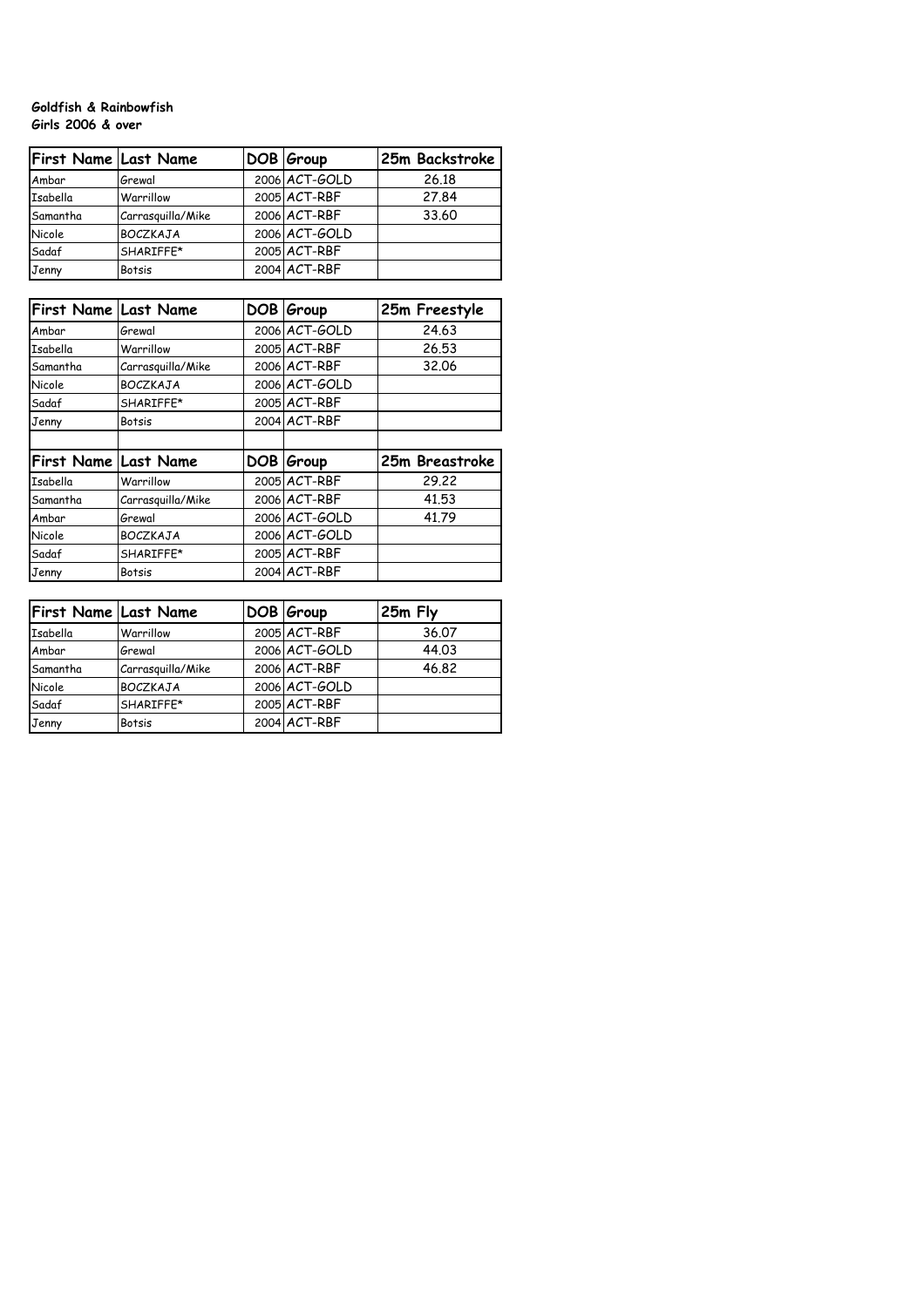**Goldfish & Rainbowfish**
**Girls 2006 & over**

| First Name | Last Name | DOB | Group | 25m Backstroke |
|---|---|---|---|---|
| Ambar | Grewal | 2006 | ACT-GOLD | 26.18 |
| Isabella | Warrillow | 2005 | ACT-RBF | 27.84 |
| Samantha | Carrasquilla/Mike | 2006 | ACT-RBF | 33.60 |
| Nicole | BOCZKAJA | 2006 | ACT-GOLD | |
| Sadaf | SHARIFFE* | 2005 | ACT-RBF | |
| Jenny | Botsis | 2004 | ACT-RBF | |

| First Name | Last Name | DOB | Group | 25m Freestyle |
|---|---|---|---|---|
| Ambar | Grewal | 2006 | ACT-GOLD | 24.63 |
| Isabella | Warrillow | 2005 | ACT-RBF | 26.53 |
| Samantha | Carrasquilla/Mike | 2006 | ACT-RBF | 32.06 |
| Nicole | BOCZKAJA | 2006 | ACT-GOLD | |
| Sadaf | SHARIFFE* | 2005 | ACT-RBF | |
| Jenny | Botsis | 2004 | ACT-RBF | |

| First Name | Last Name | DOB | Group | 25m Breastroke |
|---|---|---|---|---|
| Isabella | Warrillow | 2005 | ACT-RBF | 29.22 |
| Samantha | Carrasquilla/Mike | 2006 | ACT-RBF | 41.53 |
| Ambar | Grewal | 2006 | ACT-GOLD | 41.79 |
| Nicole | BOCZKAJA | 2006 | ACT-GOLD | |
| Sadaf | SHARIFFE* | 2005 | ACT-RBF | |
| Jenny | Botsis | 2004 | ACT-RBF | |

| First Name | Last Name | DOB | Group | 25m Fly |
|---|---|---|---|---|
| Isabella | Warrillow | 2005 | ACT-RBF | 36.07 |
| Ambar | Grewal | 2006 | ACT-GOLD | 44.03 |
| Samantha | Carrasquilla/Mike | 2006 | ACT-RBF | 46.82 |
| Nicole | BOCZKAJA | 2006 | ACT-GOLD | |
| Sadaf | SHARIFFE* | 2005 | ACT-RBF | |
| Jenny | Botsis | 2004 | ACT-RBF | |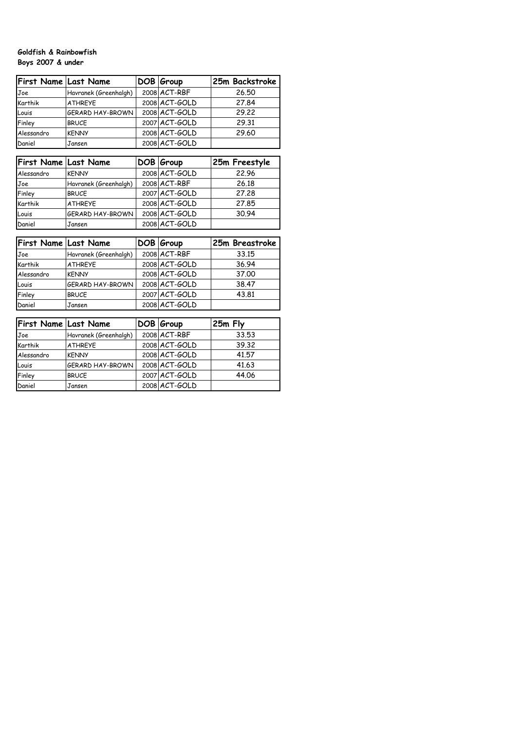**Goldfish & Rainbowfish**
**Boys 2007 & under**

| First Name | Last Name | DOB | Group | 25m Backstroke |
| --- | --- | --- | --- | --- |
| Joe | Havranek (Greenhalgh) | 2008 | ACT-RBF | 26.50 |
| Karthik | ATHREYE | 2008 | ACT-GOLD | 27.84 |
| Louis | GERARD HAY-BROWN | 2008 | ACT-GOLD | 29.22 |
| Finley | BRUCE | 2007 | ACT-GOLD | 29.31 |
| Alessandro | KENNY | 2008 | ACT-GOLD | 29.60 |
| Daniel | Jansen | 2008 | ACT-GOLD | |

| First Name | Last Name | DOB | Group | 25m Freestyle |
| --- | --- | --- | --- | --- |
| Alessandro | KENNY | 2008 | ACT-GOLD | 22.96 |
| Joe | Havranek (Greenhalgh) | 2008 | ACT-RBF | 26.18 |
| Finley | BRUCE | 2007 | ACT-GOLD | 27.28 |
| Karthik | ATHREYE | 2008 | ACT-GOLD | 27.85 |
| Louis | GERARD HAY-BROWN | 2008 | ACT-GOLD | 30.94 |
| Daniel | Jansen | 2008 | ACT-GOLD | |

| First Name | Last Name | DOB | Group | 25m Breastroke |
| --- | --- | --- | --- | --- |
| Joe | Havranek (Greenhalgh) | 2008 | ACT-RBF | 33.15 |
| Karthik | ATHREYE | 2008 | ACT-GOLD | 36.94 |
| Alessandro | KENNY | 2008 | ACT-GOLD | 37.00 |
| Louis | GERARD HAY-BROWN | 2008 | ACT-GOLD | 38.47 |
| Finley | BRUCE | 2007 | ACT-GOLD | 43.81 |
| Daniel | Jansen | 2008 | ACT-GOLD | |

| First Name | Last Name | DOB | Group | 25m Fly |
| --- | --- | --- | --- | --- |
| Joe | Havranek (Greenhalgh) | 2008 | ACT-RBF | 33.53 |
| Karthik | ATHREYE | 2008 | ACT-GOLD | 39.32 |
| Alessandro | KENNY | 2008 | ACT-GOLD | 41.57 |
| Louis | GERARD HAY-BROWN | 2008 | ACT-GOLD | 41.63 |
| Finley | BRUCE | 2007 | ACT-GOLD | 44.06 |
| Daniel | Jansen | 2008 | ACT-GOLD | |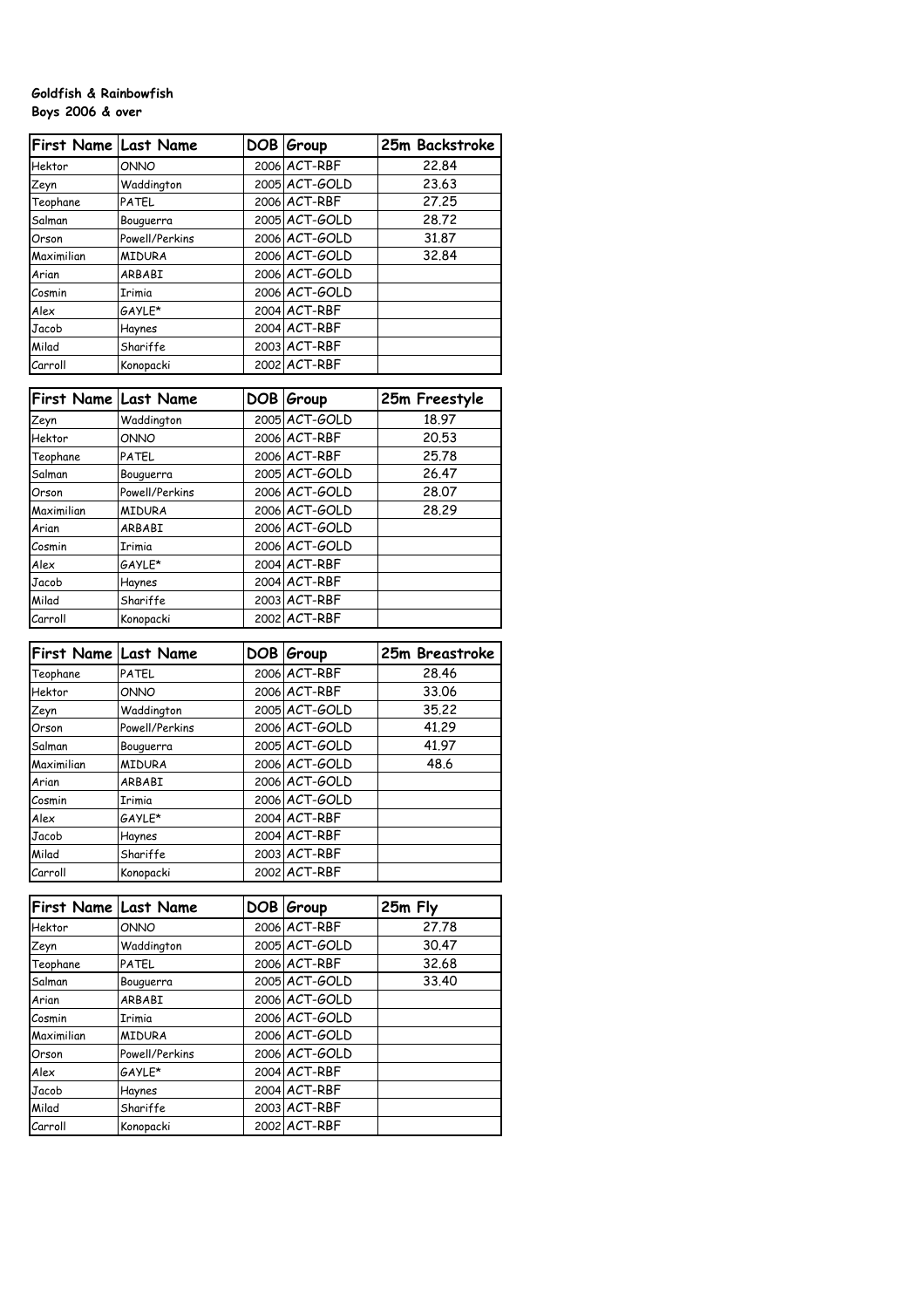**Goldfish & Rainbowfish**
**Boys 2006 & over**

| First Name | Last Name | DOB | Group | 25m Backstroke |
|---|---|---|---|---|
| Hektor | ONNO | 2006 | ACT-RBF | 22.84 |
| Zeyn | Waddington | 2005 | ACT-GOLD | 23.63 |
| Teophane | PATEL | 2006 | ACT-RBF | 27.25 |
| Salman | Bouguerra | 2005 | ACT-GOLD | 28.72 |
| Orson | Powell/Perkins | 2006 | ACT-GOLD | 31.87 |
| Maximilian | MIDURA | 2006 | ACT-GOLD | 32.84 |
| Arian | ARBABI | 2006 | ACT-GOLD | |
| Cosmin | Irimia | 2006 | ACT-GOLD | |
| Alex | GAYLE* | 2004 | ACT-RBF | |
| Jacob | Haynes | 2004 | ACT-RBF | |
| Milad | Shariffe | 2003 | ACT-RBF | |
| Carroll | Konopacki | 2002 | ACT-RBF | |

| First Name | Last Name | DOB | Group | 25m Freestyle |
|---|---|---|---|---|
| Zeyn | Waddington | 2005 | ACT-GOLD | 18.97 |
| Hektor | ONNO | 2006 | ACT-RBF | 20.53 |
| Teophane | PATEL | 2006 | ACT-RBF | 25.78 |
| Salman | Bouguerra | 2005 | ACT-GOLD | 26.47 |
| Orson | Powell/Perkins | 2006 | ACT-GOLD | 28.07 |
| Maximilian | MIDURA | 2006 | ACT-GOLD | 28.29 |
| Arian | ARBABI | 2006 | ACT-GOLD | |
| Cosmin | Irimia | 2006 | ACT-GOLD | |
| Alex | GAYLE* | 2004 | ACT-RBF | |
| Jacob | Haynes | 2004 | ACT-RBF | |
| Milad | Shariffe | 2003 | ACT-RBF | |
| Carroll | Konopacki | 2002 | ACT-RBF | |

| First Name | Last Name | DOB | Group | 25m Breastroke |
|---|---|---|---|---|
| Teophane | PATEL | 2006 | ACT-RBF | 28.46 |
| Hektor | ONNO | 2006 | ACT-RBF | 33.06 |
| Zeyn | Waddington | 2005 | ACT-GOLD | 35.22 |
| Orson | Powell/Perkins | 2006 | ACT-GOLD | 41.29 |
| Salman | Bouguerra | 2005 | ACT-GOLD | 41.97 |
| Maximilian | MIDURA | 2006 | ACT-GOLD | 48.6 |
| Arian | ARBABI | 2006 | ACT-GOLD | |
| Cosmin | Irimia | 2006 | ACT-GOLD | |
| Alex | GAYLE* | 2004 | ACT-RBF | |
| Jacob | Haynes | 2004 | ACT-RBF | |
| Milad | Shariffe | 2003 | ACT-RBF | |
| Carroll | Konopacki | 2002 | ACT-RBF | |

| First Name | Last Name | DOB | Group | 25m Fly |
|---|---|---|---|---|
| Hektor | ONNO | 2006 | ACT-RBF | 27.78 |
| Zeyn | Waddington | 2005 | ACT-GOLD | 30.47 |
| Teophane | PATEL | 2006 | ACT-RBF | 32.68 |
| Salman | Bouguerra | 2005 | ACT-GOLD | 33.40 |
| Arian | ARBABI | 2006 | ACT-GOLD | |
| Cosmin | Irimia | 2006 | ACT-GOLD | |
| Maximilian | MIDURA | 2006 | ACT-GOLD | |
| Orson | Powell/Perkins | 2006 | ACT-GOLD | |
| Alex | GAYLE* | 2004 | ACT-RBF | |
| Jacob | Haynes | 2004 | ACT-RBF | |
| Milad | Shariffe | 2003 | ACT-RBF | |
| Carroll | Konopacki | 2002 | ACT-RBF | |